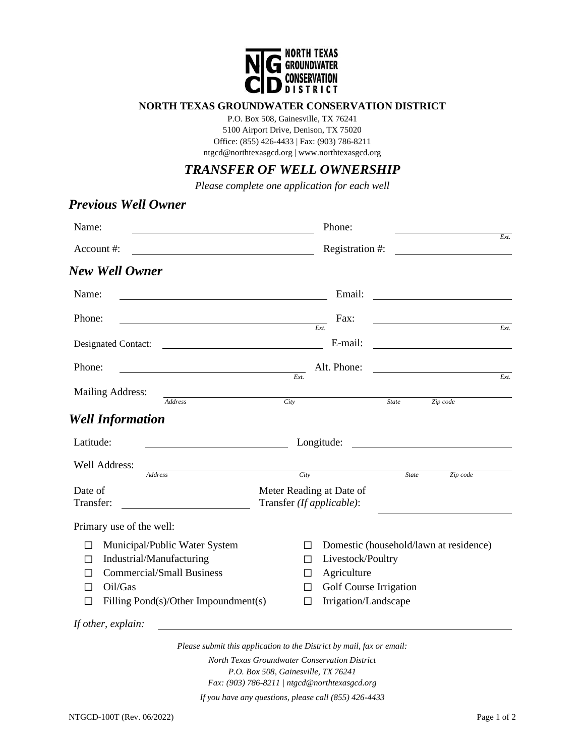**NORTH TEXAS GROUNDWATER CONSERVATION DISTRICT**

P.O. Box 508, Gainesville, TX 76241
5100 Airport Drive, Denison, TX 75020
Office: (855) 426-4433 | Fax: (903) 786-8211
ntgcd@northtexasgcd.org | www.northtexasgcd.org

# *TRANSFER OF WELL OWNERSHIP*

*Please complete one application for each well*

## *Previous Well Owner*

Name: ______________________ Phone: ______________________ *Ext.*

Account #: ______________________ Registration #: ______________________

## *New Well Owner*

Name: ______________________ Email: ______________________

Phone: ______________________ *Ext.* Fax: ______________________ *Ext.*

Designated Contact: ______________________ E-mail: ______________________

Phone: ______________________ *Ext.* Alt. Phone: ______________________ *Ext.*

Mailing Address: ______________________
*Address* *City* *State* *Zip code*

## *Well Information*

Latitude: ______________________ Longitude: ______________________

Well Address: ______________________
*Address* *City* *State* *Zip code*

Date of Transfer: ______________________ Meter Reading at Date of Transfer *(If applicable)*: ______________________

Primary use of the well:

- ☐ Municipal/Public Water System
- ☐ Industrial/Manufacturing
- ☐ Commercial/Small Business
- ☐ Oil/Gas
- ☐ Filling Pond(s)/Other Impoundment(s)
- ☐ Domestic (household/lawn at residence)
- ☐ Livestock/Poultry
- ☐ Agriculture
- ☐ Golf Course Irrigation
- ☐ Irrigation/Landscape

*If other, explain:* ______________________

*Please submit this application to the District by mail, fax or email:*

*North Texas Groundwater Conservation District*
*P.O. Box 508, Gainesville, TX 76241*
*Fax: (903) 786-8211 | ntgcd@northtexasgcd.org*

*If you have any questions, please call (855) 426-4433*

NTGCD-100T (Rev. 06/2022)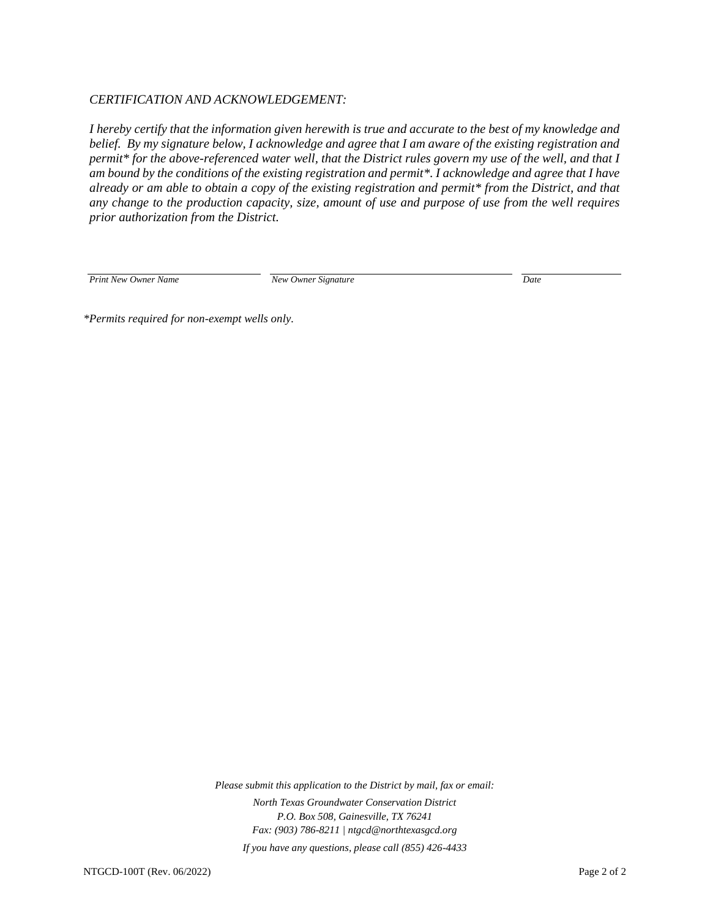*CERTIFICATION AND ACKNOWLEDGEMENT:*

*I hereby certify that the information given herewith is true and accurate to the best of my knowledge and belief. By my signature below, I acknowledge and agree that I am aware of the existing registration and permit* for the above-referenced water well, that the District rules govern my use of the well, and that I am bound by the conditions of the existing registration and permit*. I acknowledge and agree that I have already or am able to obtain a copy of the existing registration and permit* from the District, and that any change to the production capacity, size, amount of use and purpose of use from the well requires prior authorization from the District.*

| | | |
|---|---|---|
| ____________________ | ____________________ | __________ |
| *Print New Owner Name* | *New Owner Signature* | *Date* |

*\*Permits required for non-exempt wells only.*

*Please submit this application to the District by mail, fax or email:*

*North Texas Groundwater Conservation District*
*P.O. Box 508, Gainesville, TX 76241*
*Fax: (903) 786-8211 | ntgcd@northtexasgcd.org*

*If you have any questions, please call (855) 426-4433*

NTGCD-100T (Rev. 06/2022)